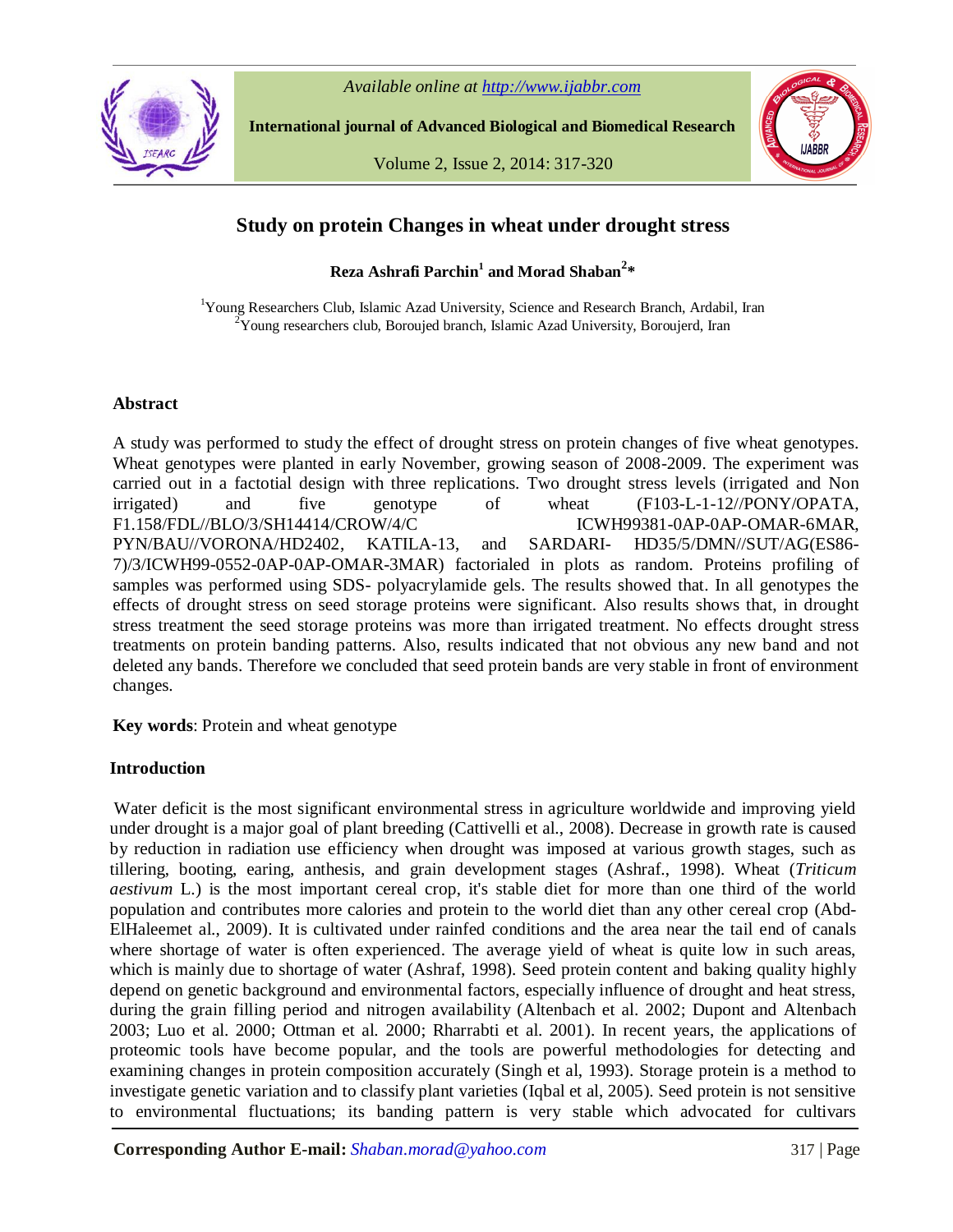# Study on protein Changes in wheat under drought stress

**Reza Ashrafi Parchin[1] and Morad Shaban[2]***

[1]Young Researchers Club, Islamic Azad University, Science and Research Branch, Ardabil, Iran
[2]Young researchers club, Boroujed branch, Islamic Azad University, Boroujerd, Iran

## Abstract

A study was performed to study the effect of drought stress on protein changes of five wheat genotypes. Wheat genotypes were planted in early November, growing season of 2008-2009. The experiment was carried out in a factotial design with three replications. Two drought stress levels (irrigated and Non irrigated) and five genotype of wheat (F103-L-1-12//PONY/OPATA, F1.158/FDL//BLO/3/SH14414/CROW/4/C ICWH99381-0AP-0AP-OMAR-6MAR, PYN/BAU//VORONA/HD2402, KATILA-13, and SARDARI- HD35/5/DMN//SUT/AG(ES86-7)/3/ICWH99-0552-0AP-0AP-OMAR-3MAR) factorialed in plots as random. Proteins profiling of samples was performed using SDS- polyacrylamide gels. The results showed that. In all genotypes the effects of drought stress on seed storage proteins were significant. Also results shows that, in drought stress treatment the seed storage proteins was more than irrigated treatment. No effects drought stress treatments on protein banding patterns. Also, results indicated that not obvious any new band and not deleted any bands. Therefore we concluded that seed protein bands are very stable in front of environment changes.

**Key words**: Protein and wheat genotype

## Introduction

Water deficit is the most significant environmental stress in agriculture worldwide and improving yield under drought is a major goal of plant breeding (Cattivelli et al., 2008). Decrease in growth rate is caused by reduction in radiation use efficiency when drought was imposed at various growth stages, such as tillering, booting, earing, anthesis, and grain development stages (Ashraf., 1998). Wheat (*Triticum aestivum* L.) is the most important cereal crop, it's stable diet for more than one third of the world population and contributes more calories and protein to the world diet than any other cereal crop (Abd-ElHaleemet al., 2009). It is cultivated under rainfed conditions and the area near the tail end of canals where shortage of water is often experienced. The average yield of wheat is quite low in such areas, which is mainly due to shortage of water (Ashraf, 1998). Seed protein content and baking quality highly depend on genetic background and environmental factors, especially influence of drought and heat stress, during the grain filling period and nitrogen availability (Altenbach et al. 2002; Dupont and Altenbach 2003; Luo et al. 2000; Ottman et al. 2000; Rharrabti et al. 2001). In recent years, the applications of proteomic tools have become popular, and the tools are powerful methodologies for detecting and examining changes in protein composition accurately (Singh et al, 1993). Storage protein is a method to investigate genetic variation and to classify plant varieties (Iqbal et al, 2005). Seed protein is not sensitive to environmental fluctuations; its banding pattern is very stable which advocated for cultivars

**Corresponding Author E-mail:** *Shaban.morad@yahoo.com*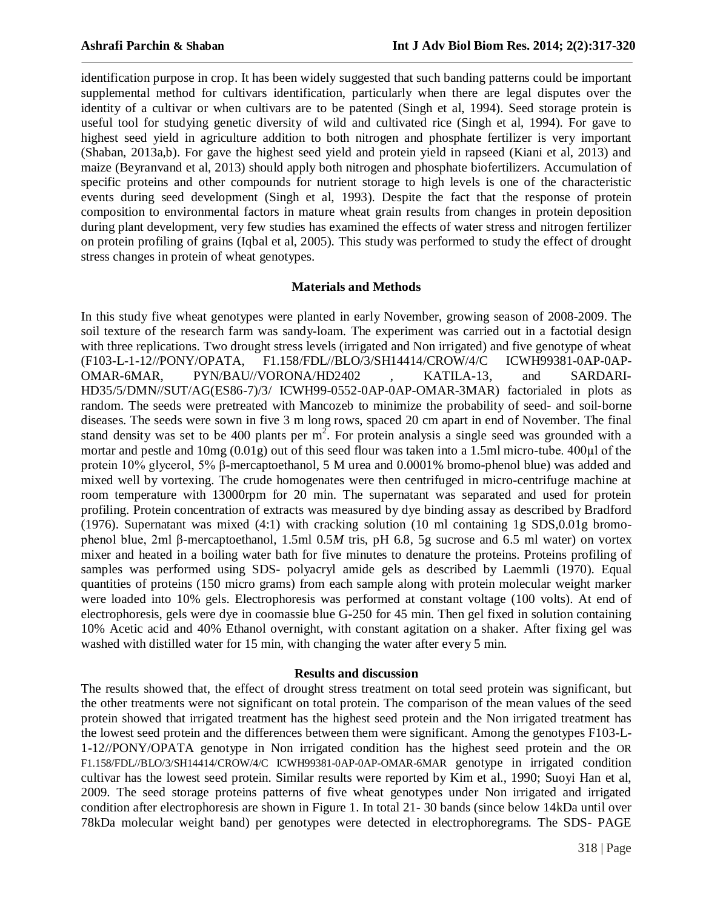identification purpose in crop. It has been widely suggested that such banding patterns could be important supplemental method for cultivars identification, particularly when there are legal disputes over the identity of a cultivar or when cultivars are to be patented (Singh et al, 1994). Seed storage protein is useful tool for studying genetic diversity of wild and cultivated rice (Singh et al, 1994). For gave to highest seed yield in agriculture addition to both nitrogen and phosphate fertilizer is very important (Shaban, 2013a,b). For gave the highest seed yield and protein yield in rapseed (Kiani et al, 2013) and maize (Beyranvand et al, 2013) should apply both nitrogen and phosphate biofertilizers. Accumulation of specific proteins and other compounds for nutrient storage to high levels is one of the characteristic events during seed development (Singh et al, 1993). Despite the fact that the response of protein composition to environmental factors in mature wheat grain results from changes in protein deposition during plant development, very few studies has examined the effects of water stress and nitrogen fertilizer on protein profiling of grains (Iqbal et al, 2005). This study was performed to study the effect of drought stress changes in protein of wheat genotypes.

## Materials and Methods

In this study five wheat genotypes were planted in early November, growing season of 2008-2009. The soil texture of the research farm was sandy-loam. The experiment was carried out in a factotial design with three replications. Two drought stress levels (irrigated and Non irrigated) and five genotype of wheat (F103-L-1-12//PONY/OPATA, F1.158/FDL//BLO/3/SH14414/CROW/4/C ICWH99381-0AP-0AP-OMAR-6MAR, PYN/BAU//VORONA/HD2402 , KATILA-13, and SARDARI-HD35/5/DMN//SUT/AG(ES86-7)/3/ ICWH99-0552-0AP-0AP-OMAR-3MAR) factorialed in plots as random. The seeds were pretreated with Mancozeb to minimize the probability of seed- and soil-borne diseases. The seeds were sown in five 3 m long rows, spaced 20 cm apart in end of November. The final stand density was set to be 400 plants per $m^2$. For protein analysis a single seed was grounded with a mortar and pestle and 10mg (0.01g) out of this seed flour was taken into a 1.5ml micro-tube. 400μl of the protein 10% glycerol, 5% β-mercaptoethanol, 5 M urea and 0.0001% bromo-phenol blue) was added and mixed well by vortexing. The crude homogenates were then centrifuged in micro-centrifuge machine at room temperature with 13000rpm for 20 min. The supernatant was separated and used for protein profiling. Protein concentration of extracts was measured by dye binding assay as described by Bradford (1976). Supernatant was mixed (4:1) with cracking solution (10 ml containing 1g SDS,0.01g bromo-phenol blue, 2ml β-mercaptoethanol, 1.5ml 0.5*M* tris, pH 6.8, 5g sucrose and 6.5 ml water) on vortex mixer and heated in a boiling water bath for five minutes to denature the proteins. Proteins profiling of samples was performed using SDS- polyacryl amide gels as described by Laemmli (1970). Equal quantities of proteins (150 micro grams) from each sample along with protein molecular weight marker were loaded into 10% gels. Electrophoresis was performed at constant voltage (100 volts). At end of electrophoresis, gels were dye in coomassie blue G-250 for 45 min. Then gel fixed in solution containing 10% Acetic acid and 40% Ethanol overnight, with constant agitation on a shaker. After fixing gel was washed with distilled water for 15 min, with changing the water after every 5 min.

## Results and discussion

The results showed that, the effect of drought stress treatment on total seed protein was significant, but the other treatments were not significant on total protein. The comparison of the mean values of the seed protein showed that irrigated treatment has the highest seed protein and the Non irrigated treatment has the lowest seed protein and the differences between them were significant. Among the genotypes F103-L-1-12//PONY/OPATA genotype in Non irrigated condition has the highest seed protein and the OR F1.158/FDL//BLO/3/SH14414/CROW/4/C ICWH99381-0AP-0AP-OMAR-6MAR genotype in irrigated condition cultivar has the lowest seed protein. Similar results were reported by Kim et al., 1990; Suoyi Han et al, 2009. The seed storage proteins patterns of five wheat genotypes under Non irrigated and irrigated condition after electrophoresis are shown in Figure 1. In total 21- 30 bands (since below 14kDa until over 78kDa molecular weight band) per genotypes were detected in electrophoregrams. The SDS- PAGE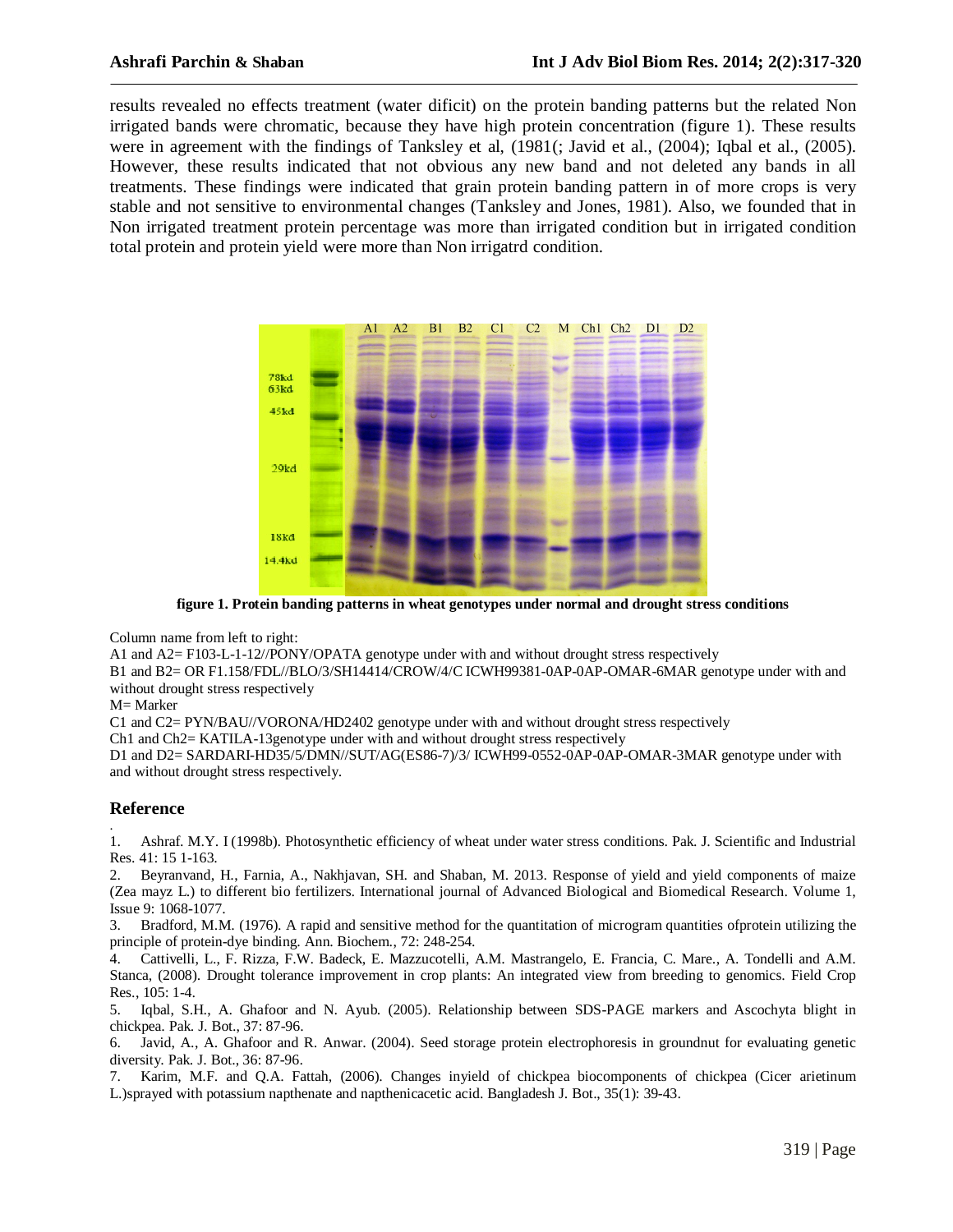results revealed no effects treatment (water dificit) on the protein banding patterns but the related Non irrigated bands were chromatic, because they have high protein concentration (figure 1). These results were in agreement with the findings of Tanksley et al, (1981(; Javid et al., (2004); Iqbal et al., (2005). However, these results indicated that not obvious any new band and not deleted any bands in all treatments. These findings were indicated that grain protein banding pattern in of more crops is very stable and not sensitive to environmental changes (Tanksley and Jones, 1981). Also, we founded that in Non irrigated treatment protein percentage was more than irrigated condition but in irrigated condition total protein and protein yield were more than Non irrigatrd condition.

**figure 1. Protein banding patterns in wheat genotypes under normal and drought stress conditions**

Column name from left to right:

A1 and A2= F103-L-1-12//PONY/OPATA genotype under with and without drought stress respectively

B1 and B2= OR F1.158/FDL//BLO/3/SH14414/CROW/4/C ICWH99381-0AP-0AP-OMAR-6MAR genotype under with and without drought stress respectively

M= Marker

C1 and C2= PYN/BAU//VORONA/HD2402 genotype under with and without drought stress respectively

Ch1 and Ch2= KATILA-13genotype under with and without drought stress respectively

D1 and D2= SARDARI-HD35/5/DMN//SUT/AG(ES86-7)/3/ ICWH99-0552-0AP-0AP-OMAR-3MAR genotype under with and without drought stress respectively.

## Reference

1. Ashraf. M.Y. I (1998b). Photosynthetic efficiency of wheat under water stress conditions. Pak. J. Scientific and Industrial Res. 41: 15 1-163.
2. Beyranvand, H., Farnia, A., Nakhjavan, SH. and Shaban, M. 2013. Response of yield and yield components of maize (Zea mayz L.) to different bio fertilizers. International journal of Advanced Biological and Biomedical Research. Volume 1, Issue 9: 1068-1077.
3. Bradford, M.M. (1976). A rapid and sensitive method for the quantitation of microgram quantities ofprotein utilizing the principle of protein-dye binding. Ann. Biochem., 72: 248-254.
4. Cattivelli, L., F. Rizza, F.W. Badeck, E. Mazzucotelli, A.M. Mastrangelo, E. Francia, C. Mare., A. Tondelli and A.M. Stanca, (2008). Drought tolerance improvement in crop plants: An integrated view from breeding to genomics. Field Crop Res., 105: 1-4.
5. Iqbal, S.H., A. Ghafoor and N. Ayub. (2005). Relationship between SDS-PAGE markers and Ascochyta blight in chickpea. Pak. J. Bot., 37: 87-96.
6. Javid, A., A. Ghafoor and R. Anwar. (2004). Seed storage protein electrophoresis in groundnut for evaluating genetic diversity. Pak. J. Bot., 36: 87-96.
7. Karim, M.F. and Q.A. Fattah, (2006). Changes inyield of chickpea biocomponents of chickpea (Cicer arietinum L.)sprayed with potassium napthenate and napthenicacetic acid. Bangladesh J. Bot., 35(1): 39-43.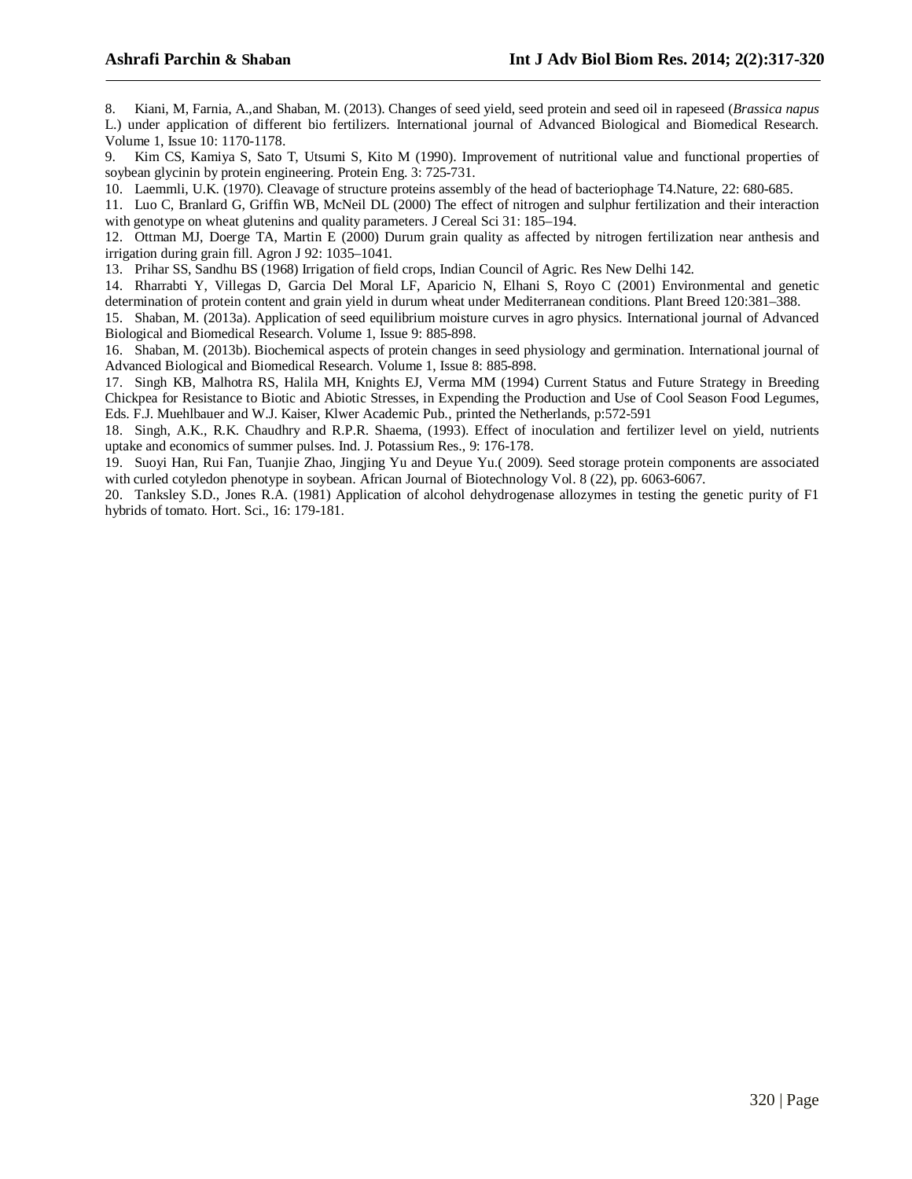8. Kiani, M, Farnia, A.,and Shaban, M. (2013). Changes of seed yield, seed protein and seed oil in rapeseed (*Brassica napus* L.) under application of different bio fertilizers. International journal of Advanced Biological and Biomedical Research. Volume 1, Issue 10: 1170-1178.
9. Kim CS, Kamiya S, Sato T, Utsumi S, Kito M (1990). Improvement of nutritional value and functional properties of soybean glycinin by protein engineering. Protein Eng. 3: 725-731.
10. Laemmli, U.K. (1970). Cleavage of structure proteins assembly of the head of bacteriophage T4.Nature, 22: 680-685.
11. Luo C, Branlard G, Griffin WB, McNeil DL (2000) The effect of nitrogen and sulphur fertilization and their interaction with genotype on wheat glutenins and quality parameters. J Cereal Sci 31: 185–194.
12. Ottman MJ, Doerge TA, Martin E (2000) Durum grain quality as affected by nitrogen fertilization near anthesis and irrigation during grain fill. Agron J 92: 1035–1041.
13. Prihar SS, Sandhu BS (1968) Irrigation of field crops, Indian Council of Agric. Res New Delhi 142.
14. Rharrabti Y, Villegas D, Garcia Del Moral LF, Aparicio N, Elhani S, Royo C (2001) Environmental and genetic determination of protein content and grain yield in durum wheat under Mediterranean conditions. Plant Breed 120:381–388.
15. Shaban, M. (2013a). Application of seed equilibrium moisture curves in agro physics. International journal of Advanced Biological and Biomedical Research. Volume 1, Issue 9: 885-898.
16. Shaban, M. (2013b). Biochemical aspects of protein changes in seed physiology and germination. International journal of Advanced Biological and Biomedical Research. Volume 1, Issue 8: 885-898.
17. Singh KB, Malhotra RS, Halila MH, Knights EJ, Verma MM (1994) Current Status and Future Strategy in Breeding Chickpea for Resistance to Biotic and Abiotic Stresses, in Expending the Production and Use of Cool Season Food Legumes, Eds. F.J. Muehlbauer and W.J. Kaiser, Klwer Academic Pub., printed the Netherlands, p:572-591
18. Singh, A.K., R.K. Chaudhry and R.P.R. Shaema, (1993). Effect of inoculation and fertilizer level on yield, nutrients uptake and economics of summer pulses. Ind. J. Potassium Res., 9: 176-178.
19. Suoyi Han, Rui Fan, Tuanjie Zhao, Jingjing Yu and Deyue Yu.( 2009). Seed storage protein components are associated with curled cotyledon phenotype in soybean. African Journal of Biotechnology Vol. 8 (22), pp. 6063-6067.
20. Tanksley S.D., Jones R.A. (1981) Application of alcohol dehydrogenase allozymes in testing the genetic purity of F1 hybrids of tomato. Hort. Sci., 16: 179-181.